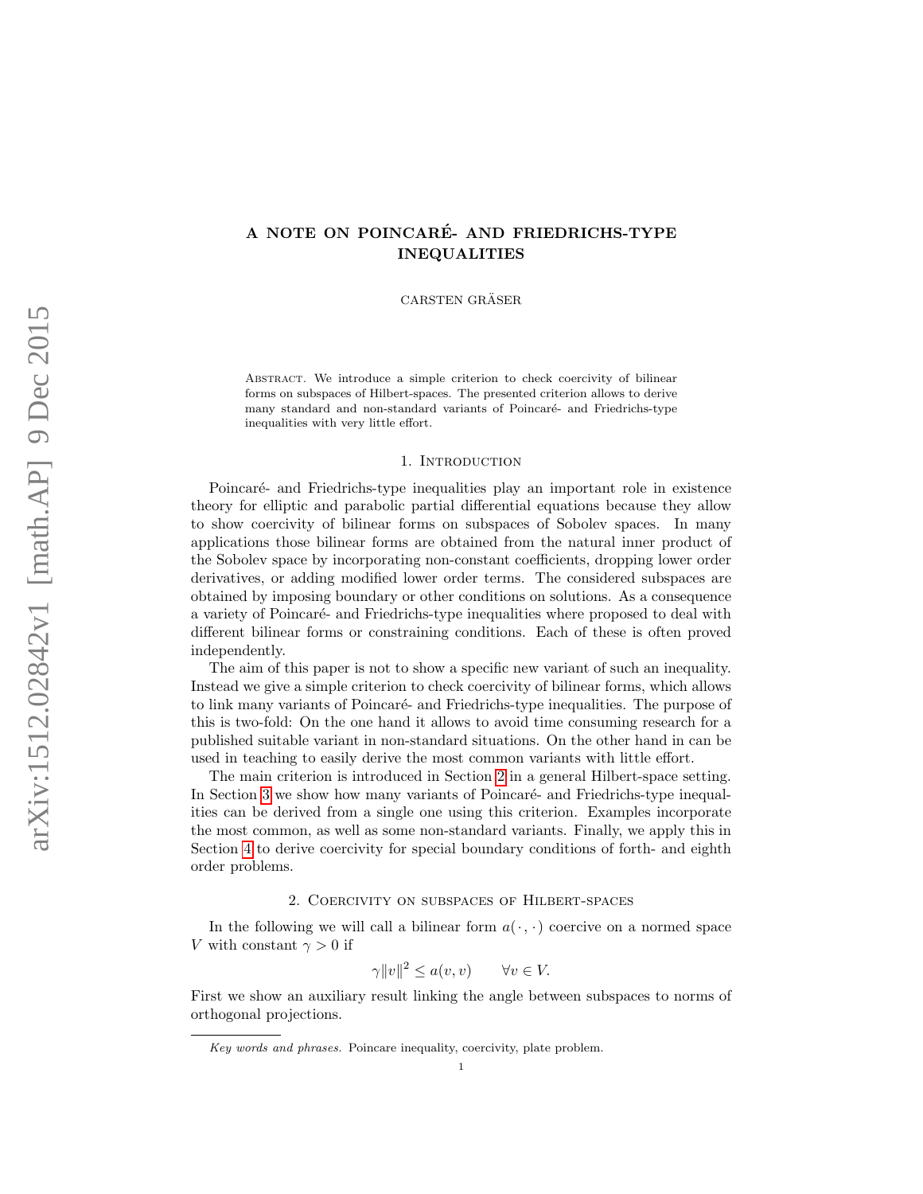# A NOTE ON POINCARÉ- AND FRIEDRICHS-TYPE INEQUALITIES

CARSTEN GRÄSER

Abstract. We introduce a simple criterion to check coercivity of bilinear forms on subspaces of Hilbert-spaces. The presented criterion allows to derive many standard and non-standard variants of Poincaré- and Friedrichs-type inequalities with very little effort.

## 1. Introduction

Poincaré- and Friedrichs-type inequalities play an important role in existence theory for elliptic and parabolic partial differential equations because they allow to show coercivity of bilinear forms on subspaces of Sobolev spaces. In many applications those bilinear forms are obtained from the natural inner product of the Sobolev space by incorporating non-constant coefficients, dropping lower order derivatives, or adding modified lower order terms. The considered subspaces are obtained by imposing boundary or other conditions on solutions. As a consequence a variety of Poincaré- and Friedrichs-type inequalities where proposed to deal with different bilinear forms or constraining conditions. Each of these is often proved independently.

The aim of this paper is not to show a specific new variant of such an inequality. Instead we give a simple criterion to check coercivity of bilinear forms, which allows to link many variants of Poincaré- and Friedrichs-type inequalities. The purpose of this is two-fold: On the one hand it allows to avoid time consuming research for a published suitable variant in non-standard situations. On the other hand in can be used in teaching to easily derive the most common variants with little effort.

The main criterion is introduced in Section 2 in a general Hilbert-space setting. In Section 3 we show how many variants of Poincaré- and Friedrichs-type inequalities can be derived from a single one using this criterion. Examples incorporate the most common, as well as some non-standard variants. Finally, we apply this in Section 4 to derive coercivity for special boundary conditions of forth- and eighth order problems.

## 2. Coercivity on subspaces of Hilbert-spaces

In the following we will call a bilinear form $a(\cdot,\cdot)$ coercive on a normed space $V$ with constant $\gamma > 0$ if

$$\gamma \|v\|^2 \leq a(v,v) \qquad \forall v \in V.$$

First we show an auxiliary result linking the angle between subspaces to norms of orthogonal projections.

*Key words and phrases.* Poincare inequality, coercivity, plate problem.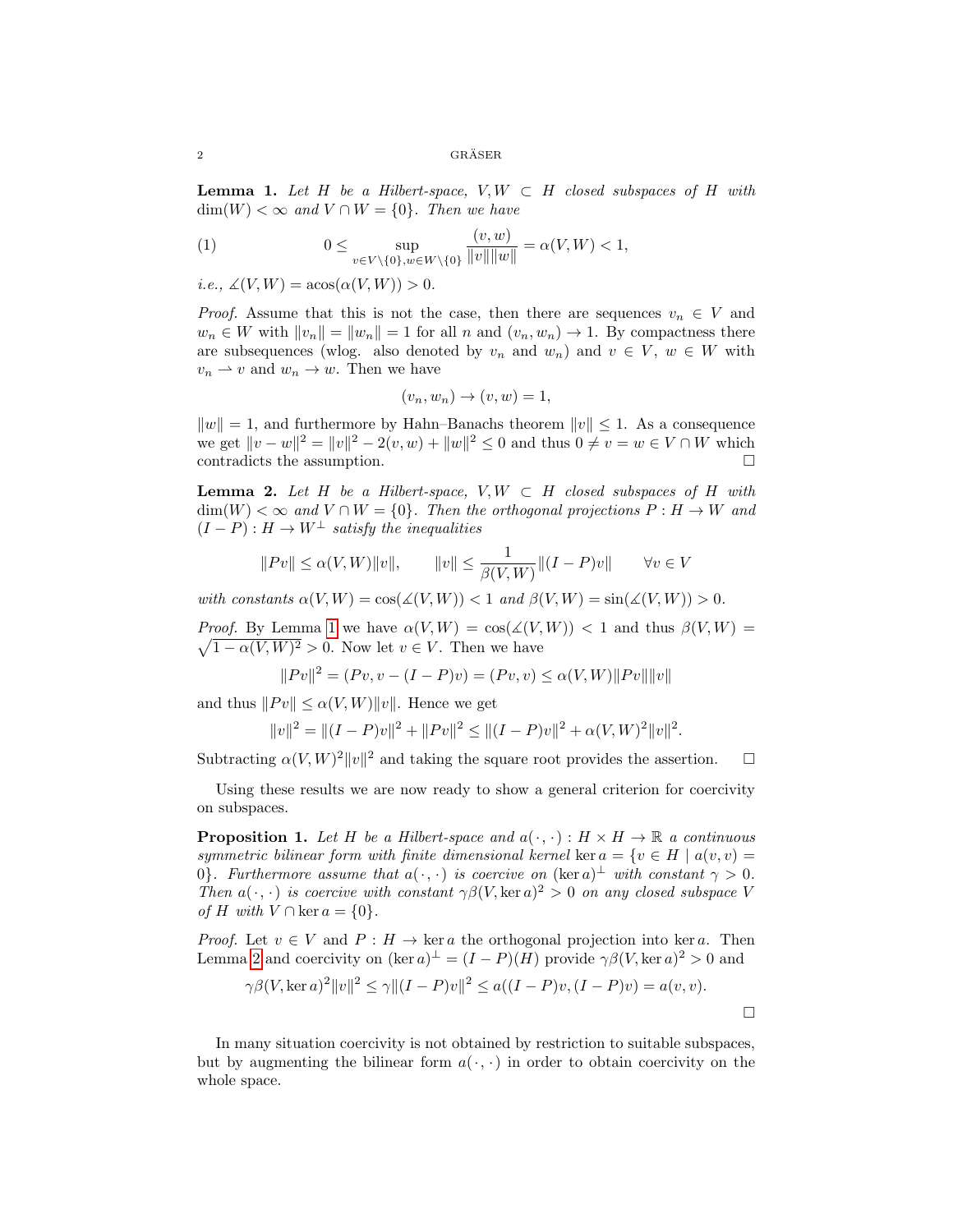**Lemma 1.** *Let $H$ be a Hilbert-space, $V, W \subset H$ closed subspaces of $H$ with $\dim(W) < \infty$ and $V \cap W = \{0\}$. Then we have*

$$0 \leq \sup_{v \in V\setminus\{0\}, w \in W \setminus\{0\}} \frac{(v,w)}{\|v\|\|w\|} = \alpha(V,W) < 1, \tag{1}$$

*i.e., $\measuredangle(V,W) = \operatorname{acos}(\alpha(V,W)) > 0$.*

*Proof.* Assume that this is not the case, then there are sequences $v_n \in V$ and $w_n \in W$ with $\|v_n\| = \|w_n\| = 1$ for all $n$ and $(v_n, w_n) \to 1$. By compactness there are subsequences (wlog. also denoted by $v_n$ and $w_n$) and $v \in V$, $w \in W$ with $v_n \rightharpoonup v$ and $w_n \to w$. Then we have

$$(v_n, w_n) \to (v, w) = 1,$$

$\|w\| = 1$, and furthermore by Hahn–Banachs theorem $\|v\| \leq 1$. As a consequence we get $\|v - w\|^2 = \|v\|^2 - 2(v,w) + \|w\|^2 \leq 0$ and thus $0 \neq v = w \in V \cap W$ which contradicts the assumption. □

**Lemma 2.** *Let $H$ be a Hilbert-space, $V, W \subset H$ closed subspaces of $H$ with $\dim(W) < \infty$ and $V \cap W = \{0\}$. Then the orthogonal projections $P : H \to W$ and $(I - P) : H \to W^\perp$ satisfy the inequalities*

$$\|Pv\| \leq \alpha(V,W)\|v\|, \qquad \|v\| \leq \frac{1}{\beta(V,W)}\|(I-P)v\| \qquad \forall v \in V$$

*with constants $\alpha(V,W) = \cos(\measuredangle(V,W)) < 1$ and $\beta(V,W) = \sin(\measuredangle(V,W)) > 0$.*

*Proof.* By Lemma 1 we have $\alpha(V,W) = \cos(\measuredangle(V,W)) < 1$ and thus $\beta(V,W) = \sqrt{1 - \alpha(V,W)^2} > 0$. Now let $v \in V$. Then we have

$$\|Pv\|^2 = (Pv, v - (I-P)v) = (Pv, v) \leq \alpha(V,W)\|Pv\|\|v\|$$

and thus $\|Pv\| \leq \alpha(V,W)\|v\|$. Hence we get

$$\|v\|^2 = \|(I-P)v\|^2 + \|Pv\|^2 \leq \|(I-P)v\|^2 + \alpha(V,W)^2\|v\|^2.$$

Subtracting $\alpha(V,W)^2\|v\|^2$ and taking the square root provides the assertion. □

Using these results we are now ready to show a general criterion for coercivity on subspaces.

**Proposition 1.** *Let $H$ be a Hilbert-space and $a(\cdot,\cdot) : H \times H \to \mathbb{R}$ a continuous symmetric bilinear form with finite dimensional kernel $\ker a = \{v \in H \mid a(v,v) = 0\}$. Furthermore assume that $a(\cdot,\cdot)$ is coercive on $(\ker a)^\perp$ with constant $\gamma > 0$. Then $a(\cdot,\cdot)$ is coercive with constant $\gamma\beta(V, \ker a)^2 > 0$ on any closed subspace $V$ of $H$ with $V \cap \ker a = \{0\}$.*

*Proof.* Let $v \in V$ and $P : H \to \ker a$ the orthogonal projection into $\ker a$. Then Lemma 2 and coercivity on $(\ker a)^\perp = (I - P)(H)$ provide $\gamma\beta(V, \ker a)^2 > 0$ and

$$\gamma\beta(V, \ker a)^2\|v\|^2 \leq \gamma\|(I-P)v\|^2 \leq a((I-P)v, (I-P)v) = a(v,v).$$

□

In many situation coercivity is not obtained by restriction to suitable subspaces, but by augmenting the bilinear form $a(\cdot,\cdot)$ in order to obtain coercivity on the whole space.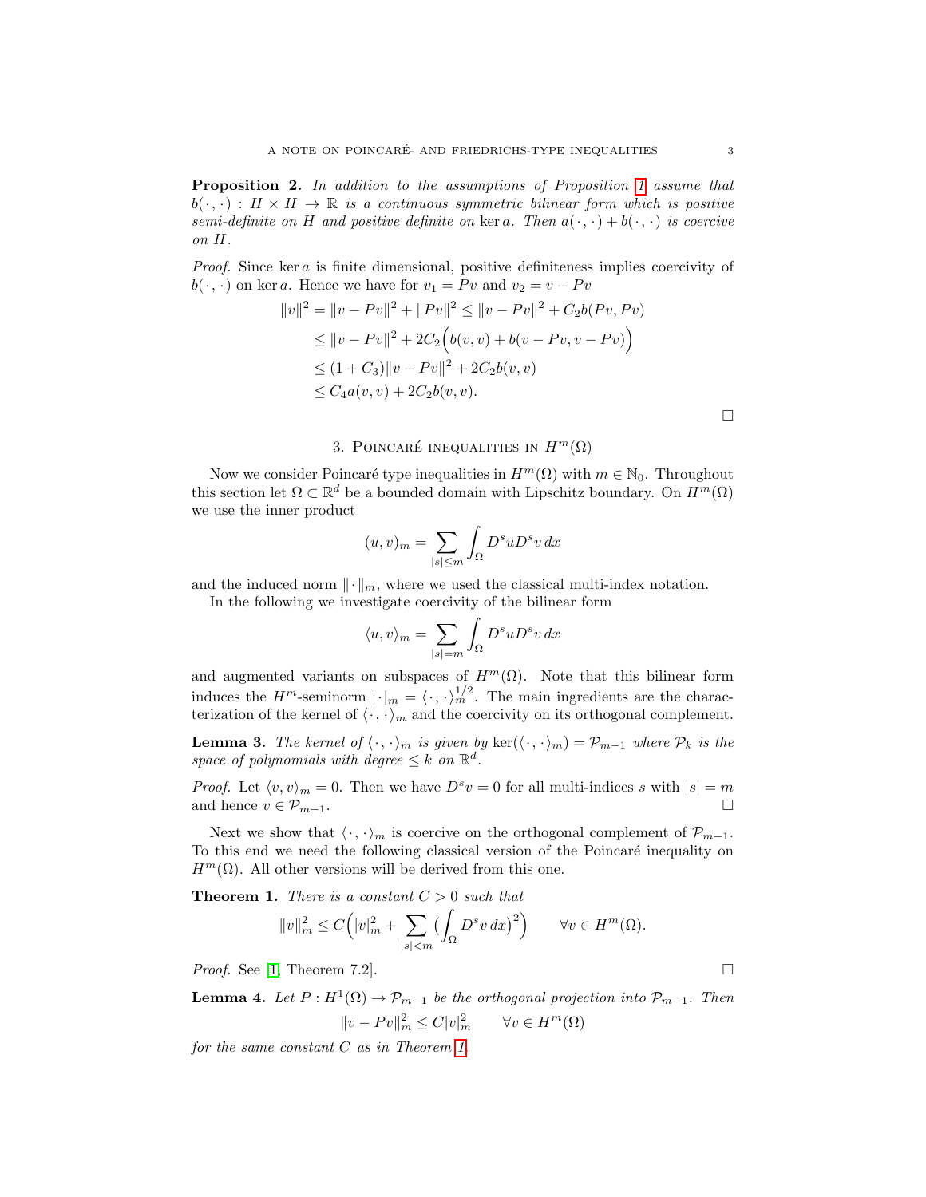**Proposition 2.** *In addition to the assumptions of Proposition 1 assume that $b(\cdot,\cdot) : H \times H \to \mathbb{R}$ is a continuous symmetric bilinear form which is positive semi-definite on $H$ and positive definite on $\ker a$. Then $a(\cdot,\cdot) + b(\cdot,\cdot)$ is coercive on $H$.*

*Proof.* Since $\ker a$ is finite dimensional, positive definiteness implies coercivity of $b(\cdot,\cdot)$ on $\ker a$. Hence we have for $v_1 = Pv$ and $v_2 = v - Pv$

$$
\begin{aligned}
\|v\|^2 = \|v - Pv\|^2 + \|Pv\|^2 &\le \|v - Pv\|^2 + C_2 b(Pv, Pv) \\
&\le \|v - Pv\|^2 + 2C_2\Big(b(v,v) + b(v - Pv, v - Pv)\Big) \\
&\le (1 + C_3)\|v - Pv\|^2 + 2C_2 b(v,v) \\
&\le C_4 a(v,v) + 2C_2 b(v,v).
\end{aligned}
$$

□

## 3. Poincaré inequalities in $H^m(\Omega)$

Now we consider Poincaré type inequalities in $H^m(\Omega)$ with $m \in \mathbb{N}_0$. Throughout this section let $\Omega \subset \mathbb{R}^d$ be a bounded domain with Lipschitz boundary. On $H^m(\Omega)$ we use the inner product

$$
(u, v)_m = \sum_{|s| \le m} \int_\Omega D^s u D^s v \, dx
$$

and the induced norm $\|\cdot\|_m$, where we used the classical multi-index notation.

In the following we investigate coercivity of the bilinear form

$$
\langle u, v \rangle_m = \sum_{|s| = m} \int_\Omega D^s u D^s v \, dx
$$

and augmented variants on subspaces of $H^m(\Omega)$. Note that this bilinear form induces the $H^m$-seminorm $|\cdot|_m = \langle \cdot, \cdot \rangle_m^{1/2}$. The main ingredients are the characterization of the kernel of $\langle \cdot, \cdot \rangle_m$ and the coercivity on its orthogonal complement.

**Lemma 3.** *The kernel of $\langle \cdot, \cdot \rangle_m$ is given by $\ker(\langle \cdot, \cdot \rangle_m) = \mathcal{P}_{m-1}$ where $\mathcal{P}_k$ is the space of polynomials with degree $\le k$ on $\mathbb{R}^d$.*

*Proof.* Let $\langle v, v \rangle_m = 0$. Then we have $D^s v = 0$ for all multi-indices $s$ with $|s| = m$ and hence $v \in \mathcal{P}_{m-1}$. □

Next we show that $\langle \cdot, \cdot \rangle_m$ is coercive on the orthogonal complement of $\mathcal{P}_{m-1}$. To this end we need the following classical version of the Poincaré inequality on $H^m(\Omega)$. All other versions will be derived from this one.

**Theorem 1.** *There is a constant $C > 0$ such that*

$$
\|v\|_m^2 \le C\Big(|v|_m^2 + \sum_{|s| < m} \big(\int_\Omega D^s v \, dx\big)^2\Big) \qquad \forall v \in H^m(\Omega).
$$

*Proof.* See [1, Theorem 7.2]. □

**Lemma 4.** *Let $P : H^1(\Omega) \to \mathcal{P}_{m-1}$ be the orthogonal projection into $\mathcal{P}_{m-1}$. Then*

$$
\|v - Pv\|_m^2 \le C|v|_m^2 \qquad \forall v \in H^m(\Omega)
$$

*for the same constant $C$ as in Theorem 1.*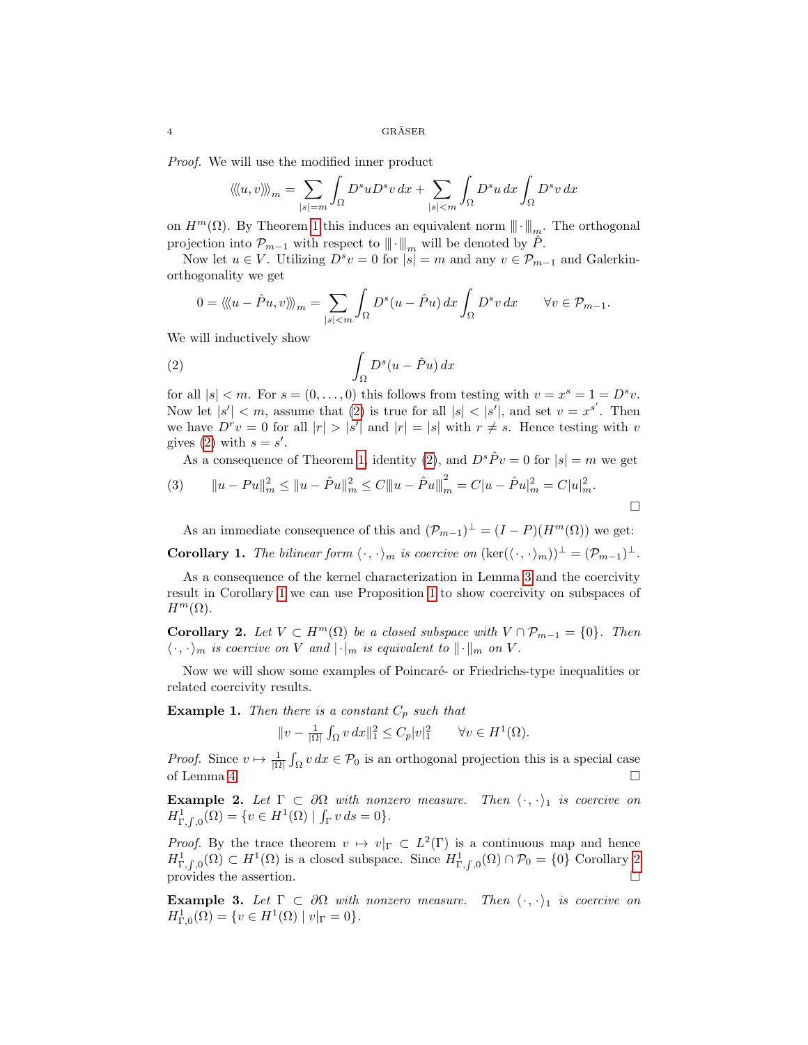*Proof.* We will use the modified inner product

$$\langle\!\langle\!\langle u, v \rangle\!\rangle\!\rangle_m = \sum_{|s|=m} \int_\Omega D^s u D^s v \, dx + \sum_{|s|<m} \int_\Omega D^s u \, dx \int_\Omega D^s v \, dx$$

on $H^m(\Omega)$. By Theorem 1 this induces an equivalent norm $|\!|\!| \cdot |\!|\!|_m$. The orthogonal projection into $\mathcal{P}_{m-1}$ with respect to $|\!|\!| \cdot |\!|\!|_m$ will be denoted by $\hat{P}$.

Now let $u \in V$. Utilizing $D^s v = 0$ for $|s| = m$ and any $v \in \mathcal{P}_{m-1}$ and Galerkin-orthogonality we get

$$0 = \langle\!\langle\!\langle u - \hat{P}u, v \rangle\!\rangle\!\rangle_m = \sum_{|s|<m} \int_\Omega D^s(u - \hat{P}u) \, dx \int_\Omega D^s v \, dx \qquad \forall v \in \mathcal{P}_{m-1}.$$

We will inductively show

$$\int_\Omega D^s(u - \hat{P}u) \, dx \tag{2}$$

for all $|s| < m$. For $s = (0, \ldots, 0)$ this follows from testing with $v = x^s = 1 = D^s v$. Now let $|s'| < m$, assume that (2) is true for all $|s| < |s'|$, and set $v = x^{s'}$. Then we have $D^r v = 0$ for all $|r| > |s'|$ and $|r| = |s|$ with $r \neq s$. Hence testing with $v$ gives (2) with $s = s'$.

As a consequence of Theorem 1, identity (2), and $D^s \hat{P} v = 0$ for $|s| = m$ we get

$$\|u - Pu\|_m^2 \leq \|u - \hat{P}u\|_m^2 \leq C |\!|\!| u - \hat{P}u |\!|\!|_m^2 = C|u - \hat{P}u|_m^2 = C|u|_m^2. \tag{3}$$

$\square$

As an immediate consequence of this and $(\mathcal{P}_{m-1})^\perp = (I - P)(H^m(\Omega))$ we get:

**Corollary 1.** *The bilinear form $\langle \cdot, \cdot \rangle_m$ is coercive on $(\ker(\langle \cdot, \cdot \rangle_m))^\perp = (\mathcal{P}_{m-1})^\perp$.*

As a consequence of the kernel characterization in Lemma 3 and the coercivity result in Corollary 1 we can use Proposition 1 to show coercivity on subspaces of $H^m(\Omega)$.

**Corollary 2.** *Let $V \subset H^m(\Omega)$ be a closed subspace with $V \cap \mathcal{P}_{m-1} = \{0\}$. Then $\langle \cdot, \cdot \rangle_m$ is coercive on $V$ and $|\cdot|_m$ is equivalent to $\|\cdot\|_m$ on $V$.*

Now we will show some examples of Poincaré- or Friedrichs-type inequalities or related coercivity results.

**Example 1.** *Then there is a constant $C_p$ such that*

$$\|v - \tfrac{1}{|\Omega|} \textstyle\int_\Omega v \, dx\|_1^2 \leq C_p |v|_1^2 \qquad \forall v \in H^1(\Omega).$$

*Proof.* Since $v \mapsto \frac{1}{|\Omega|} \int_\Omega v \, dx \in \mathcal{P}_0$ is an orthogonal projection this is a special case of Lemma 4. $\square$

**Example 2.** *Let $\Gamma \subset \partial\Omega$ with nonzero measure. Then $\langle \cdot, \cdot \rangle_1$ is coercive on $H^1_{\Gamma, \int, 0}(\Omega) = \{v \in H^1(\Omega) \mid \int_\Gamma v \, ds = 0\}$.*

*Proof.* By the trace theorem $v \mapsto v|_\Gamma \subset L^2(\Gamma)$ is a continuous map and hence $H^1_{\Gamma, \int, 0}(\Omega) \subset H^1(\Omega)$ is a closed subspace. Since $H^1_{\Gamma, \int, 0}(\Omega) \cap \mathcal{P}_0 = \{0\}$ Corollary 2 provides the assertion. $\square$

**Example 3.** *Let $\Gamma \subset \partial\Omega$ with nonzero measure. Then $\langle \cdot, \cdot \rangle_1$ is coercive on $H^1_{\Gamma, 0}(\Omega) = \{v \in H^1(\Omega) \mid v|_\Gamma = 0\}$.*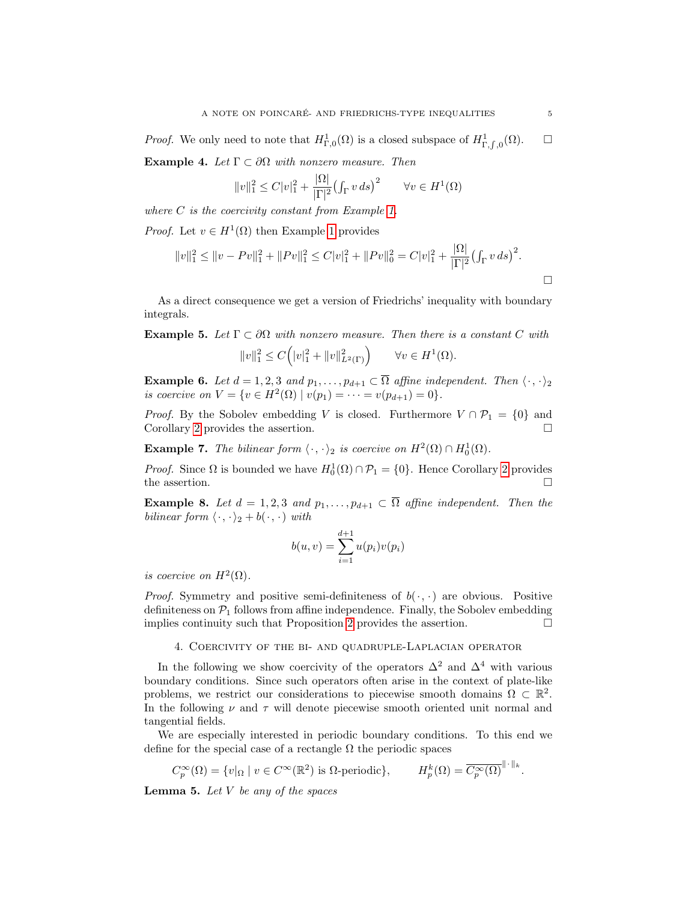*Proof.* We only need to note that $H^1_{\Gamma,0}(\Omega)$ is a closed subspace of $H^1_{\Gamma,\int,0}(\Omega)$. $\square$

**Example 4.** *Let $\Gamma \subset \partial\Omega$ with nonzero measure. Then*

$$\|v\|_1^2 \le C|v|_1^2 + \frac{|\Omega|}{|\Gamma|^2}\left(\int_\Gamma v\,ds\right)^2 \qquad \forall v \in H^1(\Omega)$$

*where $C$ is the coercivity constant from Example 1.*

*Proof.* Let $v \in H^1(\Omega)$ then Example 1 provides

$$\|v\|_1^2 \le \|v - Pv\|_1^2 + \|Pv\|_1^2 \le C|v|_1^2 + \|Pv\|_0^2 = C|v|_1^2 + \frac{|\Omega|}{|\Gamma|^2}\left(\int_\Gamma v\,ds\right)^2.$$

$\square$

As a direct consequence we get a version of Friedrichs' inequality with boundary integrals.

**Example 5.** *Let $\Gamma \subset \partial\Omega$ with nonzero measure. Then there is a constant $C$ with*

$$\|v\|_1^2 \le C\left(|v|_1^2 + \|v\|_{L^2(\Gamma)}^2\right) \qquad \forall v \in H^1(\Omega).$$

**Example 6.** *Let $d = 1, 2, 3$ and $p_1, \dots, p_{d+1} \subset \overline{\Omega}$ affine independent. Then $\langle\cdot,\cdot\rangle_2$ is coercive on $V = \{v \in H^2(\Omega) \mid v(p_1) = \dots = v(p_{d+1}) = 0\}$.*

*Proof.* By the Sobolev embedding $V$ is closed. Furthermore $V \cap \mathcal{P}_1 = \{0\}$ and Corollary 2 provides the assertion. $\square$

**Example 7.** *The bilinear form $\langle\cdot,\cdot\rangle_2$ is coercive on $H^2(\Omega) \cap H^1_0(\Omega)$.*

*Proof.* Since $\Omega$ is bounded we have $H^1_0(\Omega) \cap \mathcal{P}_1 = \{0\}$. Hence Corollary 2 provides the assertion. $\square$

**Example 8.** *Let $d = 1, 2, 3$ and $p_1, \dots, p_{d+1} \subset \overline{\Omega}$ affine independent. Then the bilinear form $\langle\cdot,\cdot\rangle_2 + b(\cdot,\cdot)$ with*

$$b(u, v) = \sum_{i=1}^{d+1} u(p_i)v(p_i)$$

*is coercive on $H^2(\Omega)$.*

*Proof.* Symmetry and positive semi-definiteness of $b(\cdot,\cdot)$ are obvious. Positive definiteness on $\mathcal{P}_1$ follows from affine independence. Finally, the Sobolev embedding implies continuity such that Proposition 2 provides the assertion. $\square$

## 4. Coercivity of the bi- and quadruple-Laplacian operator

In the following we show coercivity of the operators $\Delta^2$ and $\Delta^4$ with various boundary conditions. Since such operators often arise in the context of plate-like problems, we restrict our considerations to piecewise smooth domains $\Omega \subset \mathbb{R}^2$. In the following $\nu$ and $\tau$ will denote piecewise smooth oriented unit normal and tangential fields.

We are especially interested in periodic boundary conditions. To this end we define for the special case of a rectangle $\Omega$ the periodic spaces

$$C_p^\infty(\Omega) = \{v|_\Omega \mid v \in C^\infty(\mathbb{R}^2) \text{ is } \Omega\text{-periodic}\}, \qquad H_p^k(\Omega) = \overline{C_p^\infty(\Omega)}^{\|\cdot\|_k}.$$

**Lemma 5.** *Let $V$ be any of the spaces*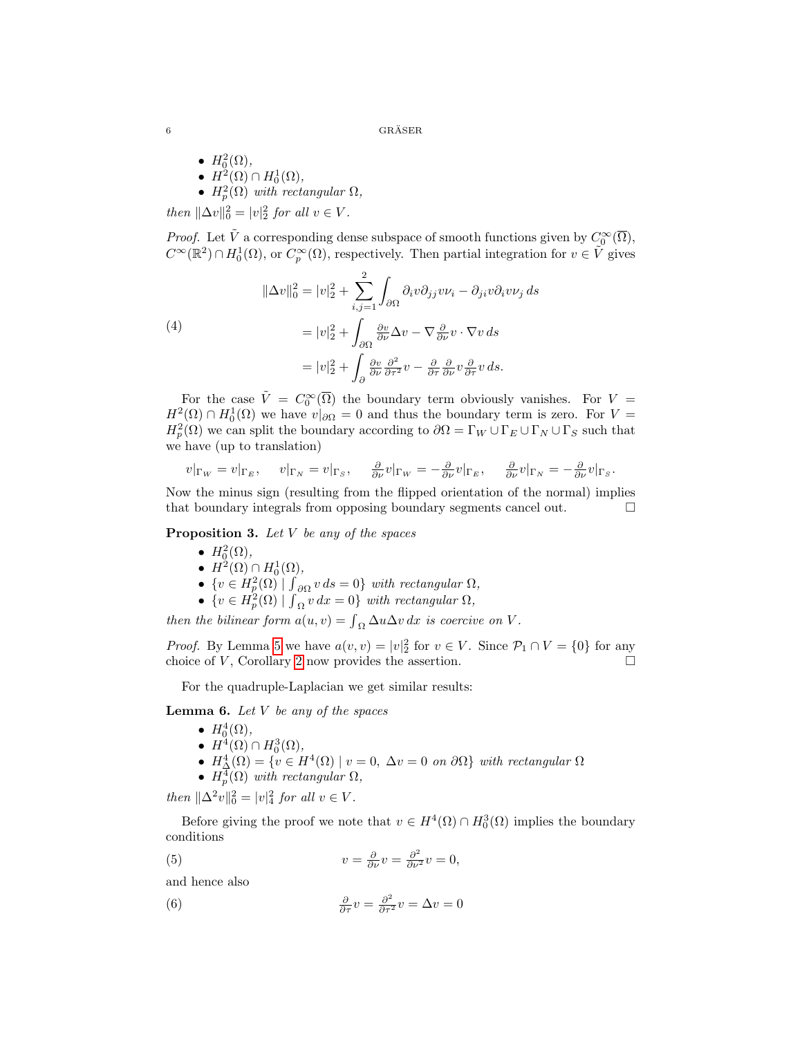- $H_0^2(\Omega)$,
- $H^2(\Omega) \cap H_0^1(\Omega)$,
- $H_p^2(\Omega)$ *with rectangular* $\Omega$,

*then* $\|\Delta v\|_0^2 = |v|_2^2$ *for all* $v \in V$.

*Proof.* Let $\tilde{V}$ a corresponding dense subspace of smooth functions given by $C_0^\infty(\overline{\Omega})$, $C^\infty(\mathbb{R}^2) \cap H_0^1(\Omega)$, or $C_p^\infty(\Omega)$, respectively. Then partial integration for $v \in \tilde{V}$ gives

$$
\begin{aligned}
\|\Delta v\|_0^2 &= |v|_2^2 + \sum_{i,j=1}^{2} \int_{\partial\Omega} \partial_i v \partial_{jj} v \nu_i - \partial_{ji} v \partial_i v \nu_j \, ds \\
&= |v|_2^2 + \int_{\partial\Omega} \tfrac{\partial v}{\partial \nu} \Delta v - \nabla \tfrac{\partial}{\partial \nu} v \cdot \nabla v \, ds \\
&= |v|_2^2 + \int_{\partial} \tfrac{\partial v}{\partial \nu} \tfrac{\partial^2}{\partial \tau^2} v - \tfrac{\partial}{\partial \tau} \tfrac{\partial}{\partial \nu} v \tfrac{\partial}{\partial \tau} v \, ds.
\end{aligned} \tag{4}
$$

For the case $\tilde{V} = C_0^\infty(\overline{\Omega})$ the boundary term obviously vanishes. For $V = H^2(\Omega) \cap H_0^1(\Omega)$ we have $v|_{\partial\Omega} = 0$ and thus the boundary term is zero. For $V = H_p^2(\Omega)$ we can split the boundary according to $\partial\Omega = \Gamma_W \cup \Gamma_E \cup \Gamma_N \cup \Gamma_S$ such that we have (up to translation)

$$
v|_{\Gamma_W} = v|_{\Gamma_E}, \quad v|_{\Gamma_N} = v|_{\Gamma_S}, \quad \tfrac{\partial}{\partial \nu} v|_{\Gamma_W} = -\tfrac{\partial}{\partial \nu} v|_{\Gamma_E}, \quad \tfrac{\partial}{\partial \nu} v|_{\Gamma_N} = -\tfrac{\partial}{\partial \nu} v|_{\Gamma_S}.
$$

Now the minus sign (resulting from the flipped orientation of the normal) implies that boundary integrals from opposing boundary segments cancel out. $\square$

**Proposition 3.** *Let $V$ be any of the spaces*

- $H_0^2(\Omega)$,
- $H^2(\Omega) \cap H_0^1(\Omega)$,
- $\{v \in H_p^2(\Omega) \mid \int_{\partial\Omega} v \, ds = 0\}$ *with rectangular* $\Omega$,
- $\{v \in H_p^2(\Omega) \mid \int_{\Omega} v \, dx = 0\}$ *with rectangular* $\Omega$,

*then the bilinear form* $a(u, v) = \int_\Omega \Delta u \Delta v \, dx$ *is coercive on* $V$.

*Proof.* By Lemma 5 we have $a(v, v) = |v|_2^2$ for $v \in V$. Since $\mathcal{P}_1 \cap V = \{0\}$ for any choice of $V$, Corollary 2 now provides the assertion. $\square$

For the quadruple-Laplacian we get similar results:

**Lemma 6.** *Let $V$ be any of the spaces*

- $H_0^4(\Omega)$,
- $H^4(\Omega) \cap H_0^3(\Omega)$,
- $H_\Delta^4(\Omega) = \{v \in H^4(\Omega) \mid v = 0, \ \Delta v = 0 \text{ on } \partial\Omega\}$ *with rectangular* $\Omega$
- $H_p^4(\Omega)$ *with rectangular* $\Omega$,

*then* $\|\Delta^2 v\|_0^2 = |v|_4^2$ *for all* $v \in V$.

Before giving the proof we note that $v \in H^4(\Omega) \cap H_0^3(\Omega)$ implies the boundary conditions

$$
v = \tfrac{\partial}{\partial \nu} v = \tfrac{\partial^2}{\partial \nu^2} v = 0, \tag{5}
$$

and hence also

$$
\tfrac{\partial}{\partial \tau} v = \tfrac{\partial^2}{\partial \tau^2} v = \Delta v = 0 \tag{6}
$$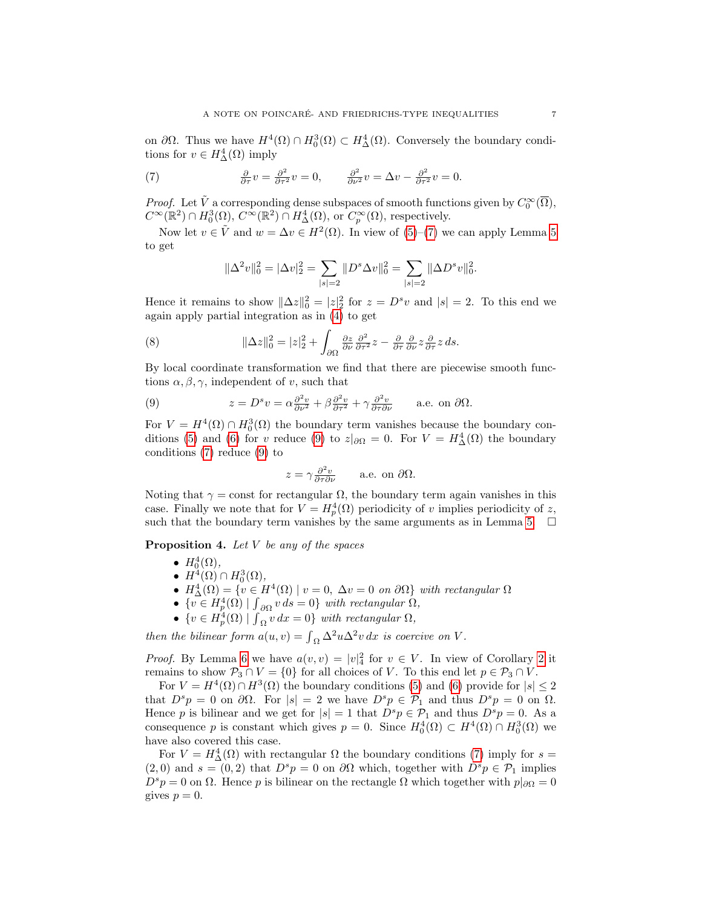on $\partial\Omega$. Thus we have $H^4(\Omega) \cap H^3_0(\Omega) \subset H^4_\Delta(\Omega)$. Conversely the boundary conditions for $v \in H^4_\Delta(\Omega)$ imply

$$\frac{\partial}{\partial\tau} v = \frac{\partial^2}{\partial\tau^2} v = 0, \qquad \frac{\partial^2}{\partial\nu^2} v = \Delta v - \frac{\partial^2}{\partial\tau^2} v = 0. \tag{7}$$

*Proof.* Let $\tilde{V}$ a corresponding dense subspaces of smooth functions given by $C_0^\infty(\overline{\Omega})$, $C^\infty(\mathbb{R}^2) \cap H^3_0(\Omega)$, $C^\infty(\mathbb{R}^2) \cap H^4_\Delta(\Omega)$, or $C_p^\infty(\Omega)$, respectively.

Now let $v \in \tilde{V}$ and $w = \Delta v \in H^2(\Omega)$. In view of (5)–(7) we can apply Lemma 5 to get

$$\|\Delta^2 v\|_0^2 = |\Delta v|_2^2 = \sum_{|s|=2} \|D^s \Delta v\|_0^2 = \sum_{|s|=2} \|\Delta D^s v\|_0^2.$$

Hence it remains to show $\|\Delta z\|_0^2 = |z|_2^2$ for $z = D^s v$ and $|s| = 2$. To this end we again apply partial integration as in (4) to get

$$\|\Delta z\|_0^2 = |z|_2^2 + \int_{\partial\Omega} \frac{\partial z}{\partial\nu} \frac{\partial^2}{\partial\tau^2} z - \frac{\partial}{\partial\tau} \frac{\partial}{\partial\nu} z \frac{\partial}{\partial\tau} z \, ds. \tag{8}$$

By local coordinate transformation we find that there are piecewise smooth functions $\alpha, \beta, \gamma$, independent of $v$, such that

$$z = D^s v = \alpha \frac{\partial^2 v}{\partial\nu^2} + \beta \frac{\partial^2 v}{\partial\tau^2} + \gamma \frac{\partial^2 v}{\partial\tau\partial\nu} \qquad \text{a.e. on } \partial\Omega. \tag{9}$$

For $V = H^4(\Omega) \cap H^3_0(\Omega)$ the boundary term vanishes because the boundary conditions (5) and (6) for $v$ reduce (9) to $z|_{\partial\Omega} = 0$. For $V = H^4_\Delta(\Omega)$ the boundary conditions (7) reduce (9) to

$$z = \gamma \frac{\partial^2 v}{\partial\tau\partial\nu} \qquad \text{a.e. on } \partial\Omega.$$

Noting that $\gamma = \text{const}$ for rectangular $\Omega$, the boundary term again vanishes in this case. Finally we note that for $V = H^4_p(\Omega)$ periodicity of $v$ implies periodicity of $z$, such that the boundary term vanishes by the same arguments as in Lemma 5. $\square$

**Proposition 4.** *Let $V$ be any of the spaces*

- $H^4_0(\Omega)$,
- $H^4(\Omega) \cap H^3_0(\Omega)$,
- $H^4_\Delta(\Omega) = \{v \in H^4(\Omega) \mid v = 0,\ \Delta v = 0 \text{ on } \partial\Omega\}$ *with rectangular* $\Omega$
- $\{v \in H^4_p(\Omega) \mid \int_{\partial\Omega} v \, ds = 0\}$ *with rectangular* $\Omega$,
- $\{v \in H^4_p(\Omega) \mid \int_\Omega v \, dx = 0\}$ *with rectangular* $\Omega$,

*then the bilinear form $a(u, v) = \int_\Omega \Delta^2 u \Delta^2 v \, dx$ is coercive on $V$.*

*Proof.* By Lemma 6 we have $a(v, v) = |v|_4^2$ for $v \in V$. In view of Corollary 2 it remains to show $\mathcal{P}_3 \cap V = \{0\}$ for all choices of $V$. To this end let $p \in \mathcal{P}_3 \cap V$.

For $V = H^4(\Omega) \cap H^3(\Omega)$ the boundary conditions (5) and (6) provide for $|s| \leq 2$ that $D^s p = 0$ on $\partial\Omega$. For $|s| = 2$ we have $D^s p \in \mathcal{P}_1$ and thus $D^s p = 0$ on $\Omega$. Hence $p$ is bilinear and we get for $|s| = 1$ that $D^s p \in \mathcal{P}_1$ and thus $D^s p = 0$. As a consequence $p$ is constant which gives $p = 0$. Since $H^4_0(\Omega) \subset H^4(\Omega) \cap H^3_0(\Omega)$ we have also covered this case.

For $V = H^4_\Delta(\Omega)$ with rectangular $\Omega$ the boundary conditions (7) imply for $s = (2, 0)$ and $s = (0, 2)$ that $D^s p = 0$ on $\partial\Omega$ which, together with $D^s p \in \mathcal{P}_1$ implies $D^s p = 0$ on $\Omega$. Hence $p$ is bilinear on the rectangle $\Omega$ which together with $p|_{\partial\Omega} = 0$ gives $p = 0$.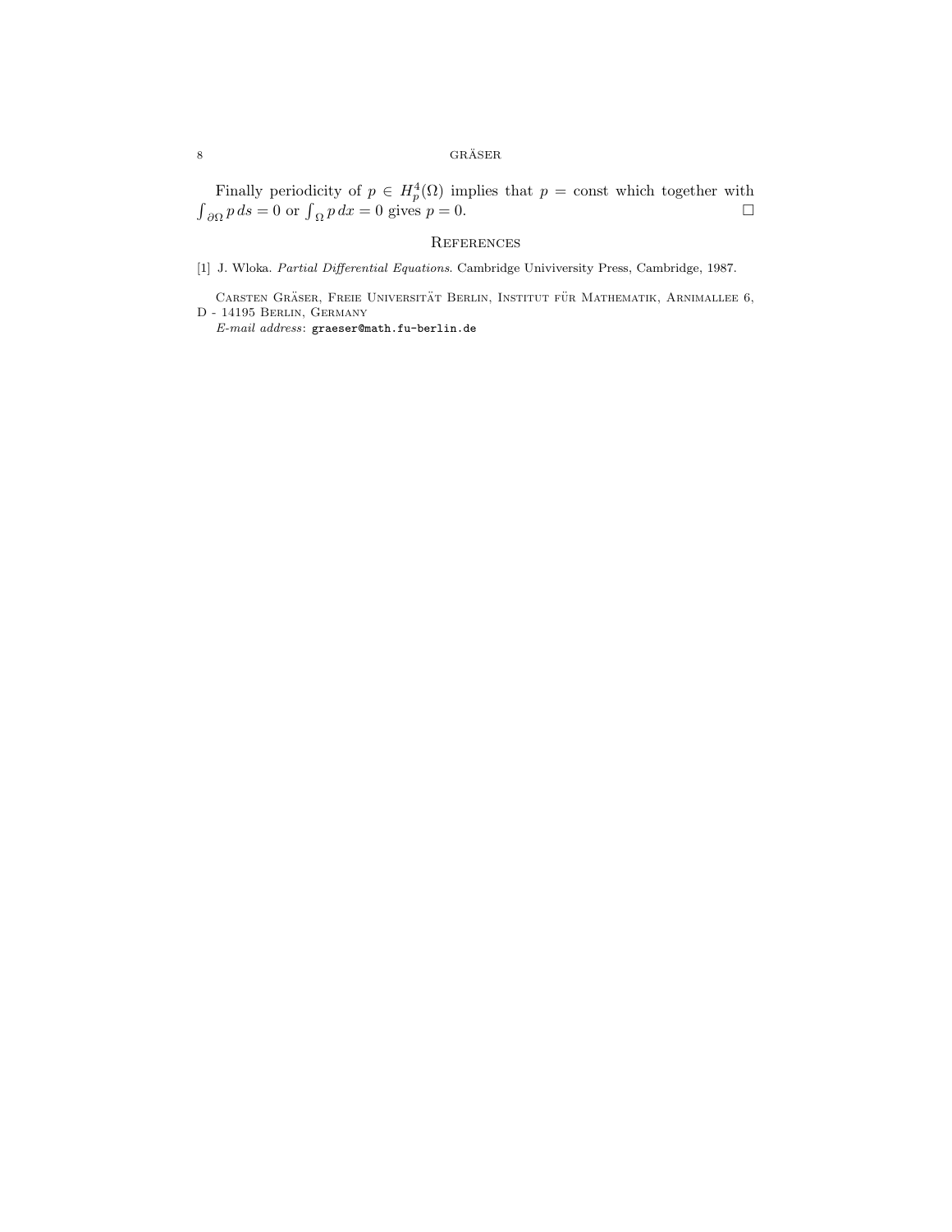Finally periodicity of $p \in H^4_p(\Omega)$ implies that $p = \text{const}$ which together with $\int_{\partial\Omega} p \, ds = 0$ or $\int_\Omega p \, dx = 0$ gives $p = 0$. □

## References

[1] J. Wloka. *Partial Differential Equations*. Cambridge Univiversity Press, Cambridge, 1987.

Carsten Gräser, Freie Universität Berlin, Institut für Mathematik, Arnimallee 6, D - 14195 Berlin, Germany

*E-mail address*: graeser@math.fu-berlin.de